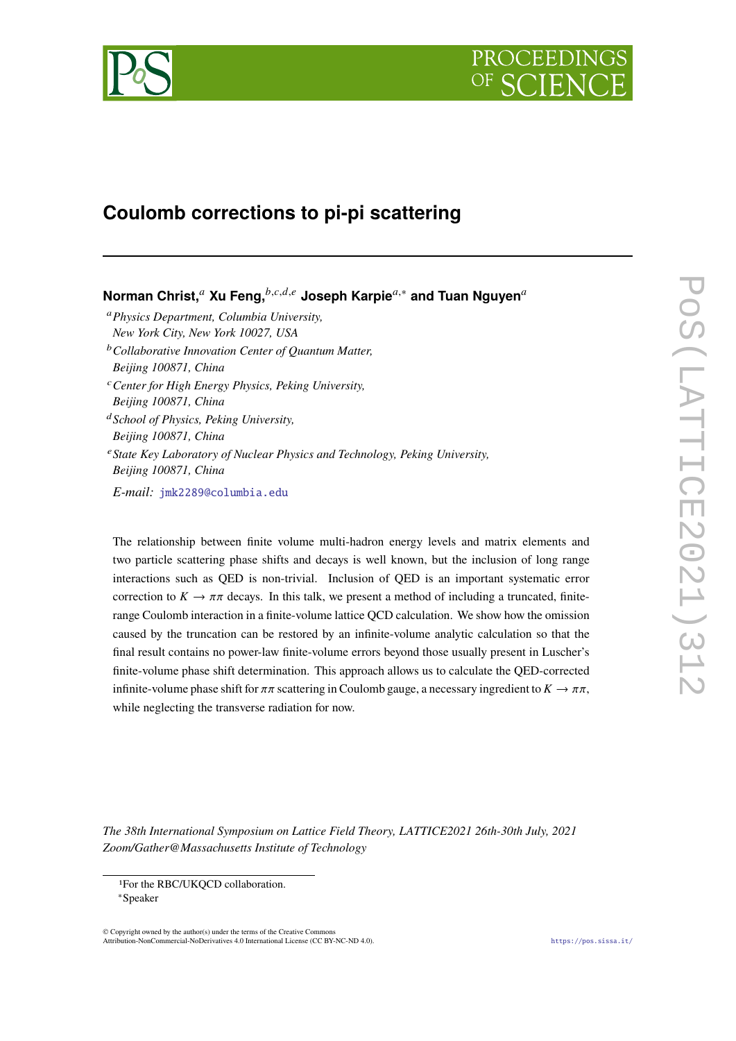# Coulomb corrections to pi-pi scattering

**Norman Christ,**[a] **Xu Feng,**[b,c,d,e] **Joseph Karpie**[a,*] **and Tuan Nguyen**[a]

[a] *Physics Department, Columbia University, New York City, New York 10027, USA*

[b] *Collaborative Innovation Center of Quantum Matter, Beijing 100871, China*

[c] *Center for High Energy Physics, Peking University, Beijing 100871, China*

[d] *School of Physics, Peking University, Beijing 100871, China*

[e] *State Key Laboratory of Nuclear Physics and Technology, Peking University, Beijing 100871, China*

*E-mail:* jmk2289@columbia.edu

The relationship between finite volume multi-hadron energy levels and matrix elements and two particle scattering phase shifts and decays is well known, but the inclusion of long range interactions such as QED is non-trivial. Inclusion of QED is an important systematic error correction to $K \to \pi\pi$ decays. In this talk, we present a method of including a truncated, finite-range Coulomb interaction in a finite-volume lattice QCD calculation. We show how the omission caused by the truncation can be restored by an infinite-volume analytic calculation so that the final result contains no power-law finite-volume errors beyond those usually present in Luscher's finite-volume phase shift determination. This approach allows us to calculate the QED-corrected infinite-volume phase shift for $\pi\pi$ scattering in Coulomb gauge, a necessary ingredient to $K \to \pi\pi$, while neglecting the transverse radiation for now.

*The 38th International Symposium on Lattice Field Theory, LATTICE2021 26th-30th July, 2021 Zoom/Gather@Massachusetts Institute of Technology*

[1] For the RBC/UKQCD collaboration.

[*] Speaker

© Copyright owned by the author(s) under the terms of the Creative Commons Attribution-NonCommercial-NoDerivatives 4.0 International License (CC BY-NC-ND 4.0).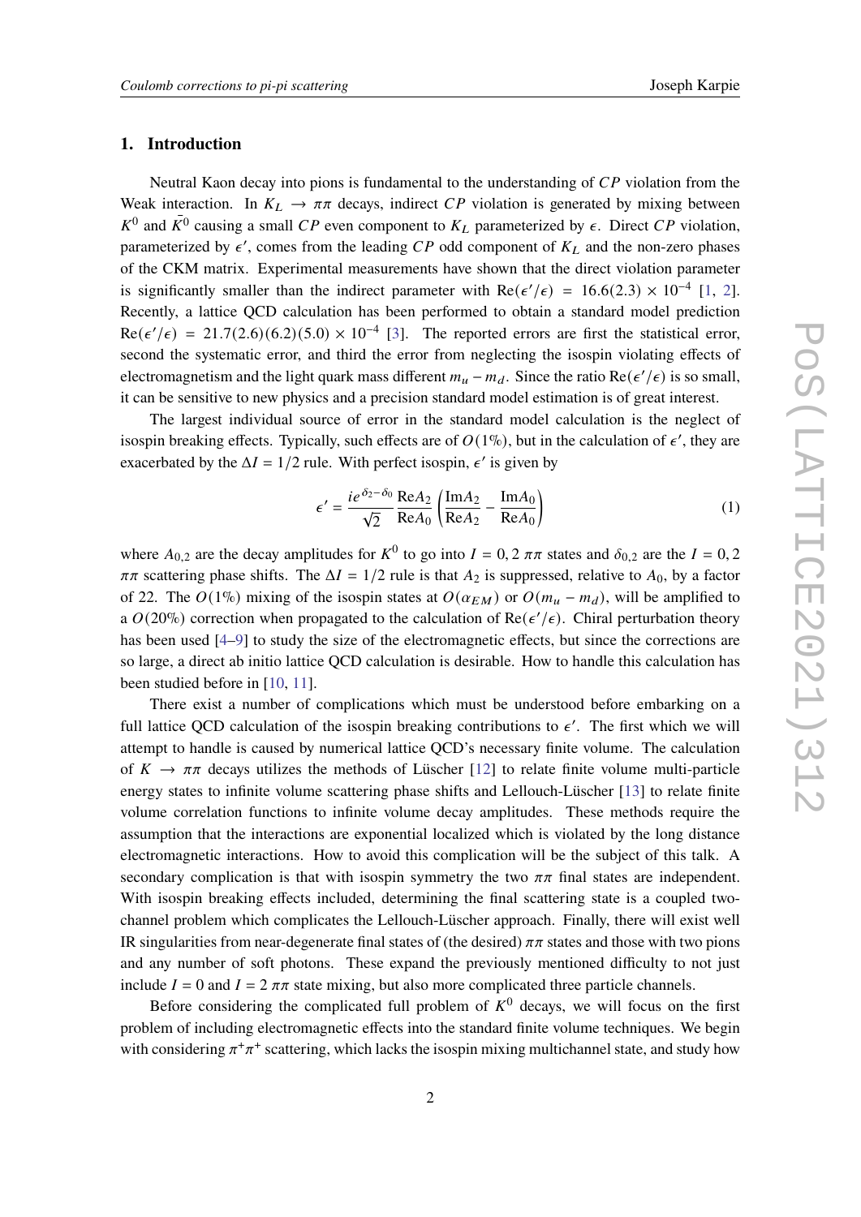## 1. Introduction

Neutral Kaon decay into pions is fundamental to the understanding of $CP$ violation from the Weak interaction. In $K_L \to \pi\pi$ decays, indirect $CP$ violation is generated by mixing between $K^0$ and $\bar{K}^0$ causing a small $CP$ even component to $K_L$ parameterized by $\epsilon$. Direct $CP$ violation, parameterized by $\epsilon'$, comes from the leading $CP$ odd component of $K_L$ and the non-zero phases of the CKM matrix. Experimental measurements have shown that the direct violation parameter is significantly smaller than the indirect parameter with $\text{Re}(\epsilon'/\epsilon) = 16.6(2.3) \times 10^{-4}$ [1, 2]. Recently, a lattice QCD calculation has been performed to obtain a standard model prediction $\text{Re}(\epsilon'/\epsilon) = 21.7(2.6)(6.2)(5.0) \times 10^{-4}$ [3]. The reported errors are first the statistical error, second the systematic error, and third the error from neglecting the isospin violating effects of electromagnetism and the light quark mass different $m_u - m_d$. Since the ratio $\text{Re}(\epsilon'/\epsilon)$ is so small, it can be sensitive to new physics and a precision standard model estimation is of great interest.

The largest individual source of error in the standard model calculation is the neglect of isospin breaking effects. Typically, such effects are of $O(1\%)$, but in the calculation of $\epsilon'$, they are exacerbated by the $\Delta I = 1/2$ rule. With perfect isospin, $\epsilon'$ is given by

$$\epsilon' = \frac{ie^{\delta_2 - \delta_0}}{\sqrt{2}} \frac{\text{Re}A_2}{\text{Re}A_0} \left( \frac{\text{Im}A_2}{\text{Re}A_2} - \frac{\text{Im}A_0}{\text{Re}A_0} \right) \tag{1}$$

where $A_{0,2}$ are the decay amplitudes for $K^0$ to go into $I = 0, 2$ $\pi\pi$ states and $\delta_{0,2}$ are the $I = 0, 2$ $\pi\pi$ scattering phase shifts. The $\Delta I = 1/2$ rule is that $A_2$ is suppressed, relative to $A_0$, by a factor of 22. The $O(1\%)$ mixing of the isospin states at $O(\alpha_{EM})$ or $O(m_u - m_d)$, will be amplified to a $O(20\%)$ correction when propagated to the calculation of $\text{Re}(\epsilon'/\epsilon)$. Chiral perturbation theory has been used [4–9] to study the size of the electromagnetic effects, but since the corrections are so large, a direct ab initio lattice QCD calculation is desirable. How to handle this calculation has been studied before in [10, 11].

There exist a number of complications which must be understood before embarking on a full lattice QCD calculation of the isospin breaking contributions to $\epsilon'$. The first which we will attempt to handle is caused by numerical lattice QCD's necessary finite volume. The calculation of $K \to \pi\pi$ decays utilizes the methods of Lüscher [12] to relate finite volume multi-particle energy states to infinite volume scattering phase shifts and Lellouch-Lüscher [13] to relate finite volume correlation functions to infinite volume decay amplitudes. These methods require the assumption that the interactions are exponential localized which is violated by the long distance electromagnetic interactions. How to avoid this complication will be the subject of this talk. A secondary complication is that with isospin symmetry the two $\pi\pi$ final states are independent. With isospin breaking effects included, determining the final scattering state is a coupled two-channel problem which complicates the Lellouch-Lüscher approach. Finally, there will exist well IR singularities from near-degenerate final states of (the desired) $\pi\pi$ states and those with two pions and any number of soft photons. These expand the previously mentioned difficulty to not just include $I = 0$ and $I = 2$ $\pi\pi$ state mixing, but also more complicated three particle channels.

Before considering the complicated full problem of $K^0$ decays, we will focus on the first problem of including electromagnetic effects into the standard finite volume techniques. We begin with considering $\pi^+\pi^+$ scattering, which lacks the isospin mixing multichannel state, and study how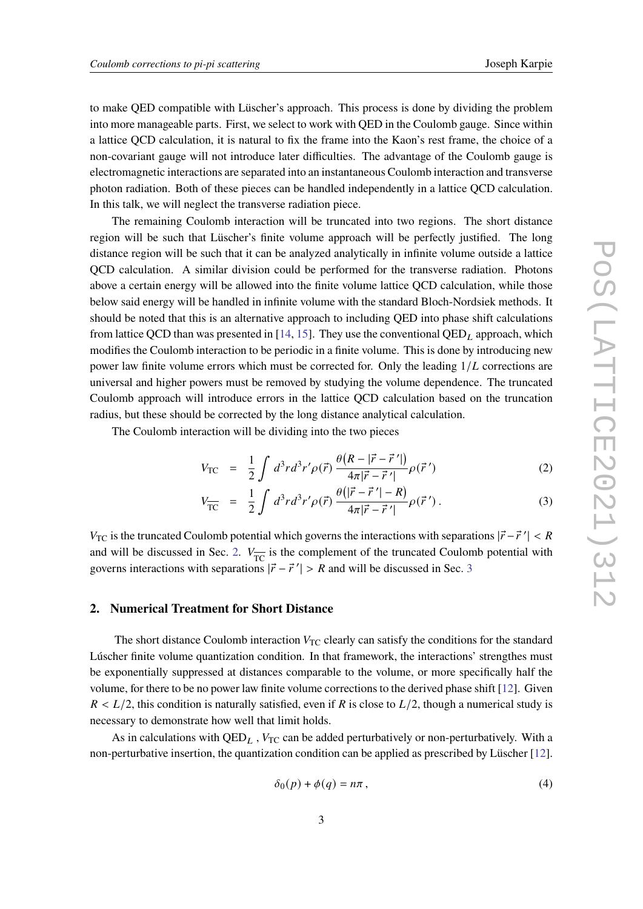to make QED compatible with Lüscher's approach. This process is done by dividing the problem into more manageable parts. First, we select to work with QED in the Coulomb gauge. Since within a lattice QCD calculation, it is natural to fix the frame into the Kaon's rest frame, the choice of a non-covariant gauge will not introduce later difficulties. The advantage of the Coulomb gauge is electromagnetic interactions are separated into an instantaneous Coulomb interaction and transverse photon radiation. Both of these pieces can be handled independently in a lattice QCD calculation. In this talk, we will neglect the transverse radiation piece.

The remaining Coulomb interaction will be truncated into two regions. The short distance region will be such that Lüscher's finite volume approach will be perfectly justified. The long distance region will be such that it can be analyzed analytically in infinite volume outside a lattice QCD calculation. A similar division could be performed for the transverse radiation. Photons above a certain energy will be allowed into the finite volume lattice QCD calculation, while those below said energy will be handled in infinite volume with the standard Bloch-Nordsiek methods. It should be noted that this is an alternative approach to including QED into phase shift calculations from lattice QCD than was presented in [14, 15]. They use the conventional $\text{QED}_L$ approach, which modifies the Coulomb interaction to be periodic in a finite volume. This is done by introducing new power law finite volume errors which must be corrected for. Only the leading $1/L$ corrections are universal and higher powers must be removed by studying the volume dependence. The truncated Coulomb approach will introduce errors in the lattice QCD calculation based on the truncation radius, but these should be corrected by the long distance analytical calculation.

The Coulomb interaction will be dividing into the two pieces

$$V_{\text{TC}} = \frac{1}{2}\int d^3r d^3r' \rho(\vec{r})\, \frac{\theta\big(R - |\vec{r} - \vec{r}\,'|\big)}{4\pi|\vec{r} - \vec{r}\,'|}\rho(\vec{r}\,') \tag{2}$$

$$V_{\overline{\text{TC}}} = \frac{1}{2}\int d^3r d^3r' \rho(\vec{r})\, \frac{\theta\big(|\vec{r} - \vec{r}\,'| - R\big)}{4\pi|\vec{r} - \vec{r}\,'|}\rho(\vec{r}\,') \,. \tag{3}$$

$V_{\text{TC}}$ is the truncated Coulomb potential which governs the interactions with separations $|\vec{r} - \vec{r}\,'| < R$ and will be discussed in Sec. 2. $V_{\overline{\text{TC}}}$ is the complement of the truncated Coulomb potential with governs interactions with separations $|\vec{r} - \vec{r}\,'| > R$ and will be discussed in Sec. 3

## 2. Numerical Treatment for Short Distance

The short distance Coulomb interaction $V_{\text{TC}}$ clearly can satisfy the conditions for the standard Lúscher finite volume quantization condition. In that framework, the interactions' strengthes must be exponentially suppressed at distances comparable to the volume, or more specifically half the volume, for there to be no power law finite volume corrections to the derived phase shift [12]. Given $R < L/2$, this condition is naturally satisfied, even if $R$ is close to $L/2$, though a numerical study is necessary to demonstrate how well that limit holds.

As in calculations with $\text{QED}_L$ , $V_{\text{TC}}$ can be added perturbatively or non-perturbatively. With a non-perturbative insertion, the quantization condition can be applied as prescribed by Lüscher [12].

$$\delta_0(p) + \phi(q) = n\pi \,, \tag{4}$$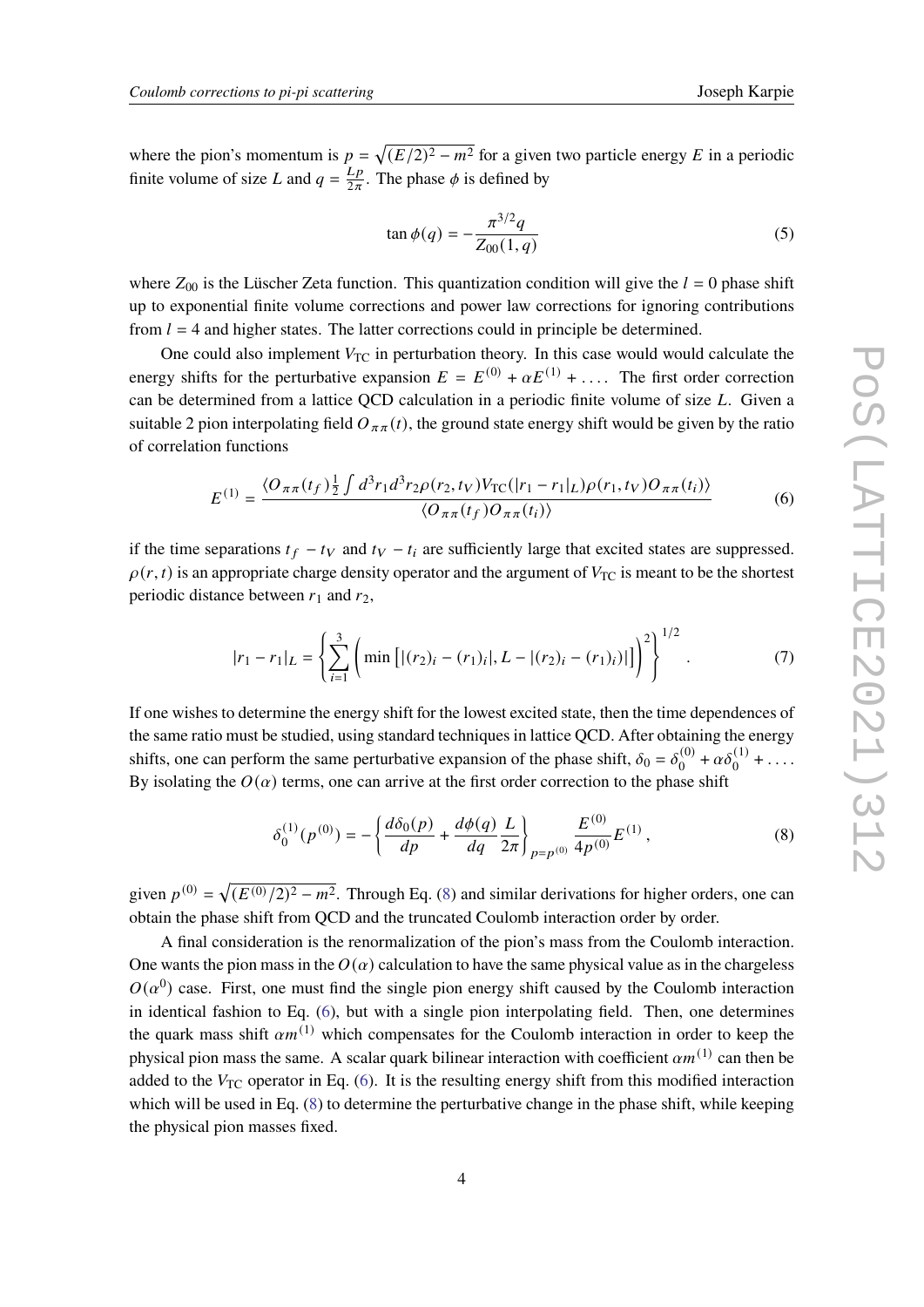where the pion's momentum is $p = \sqrt{(E/2)^2 - m^2}$ for a given two particle energy $E$ in a periodic finite volume of size $L$ and $q = \frac{Lp}{2\pi}$. The phase $\phi$ is defined by

$$\tan\phi(q) = -\frac{\pi^{3/2} q}{Z_{00}(1,q)} \tag{5}$$

where $Z_{00}$ is the Lüscher Zeta function. This quantization condition will give the $l = 0$ phase shift up to exponential finite volume corrections and power law corrections for ignoring contributions from $l = 4$ and higher states. The latter corrections could in principle be determined.

One could also implement $V_{\text{TC}}$ in perturbation theory. In this case would would calculate the energy shifts for the perturbative expansion $E = E^{(0)} + \alpha E^{(1)} + \dots$. The first order correction can be determined from a lattice QCD calculation in a periodic finite volume of size $L$. Given a suitable 2 pion interpolating field $O_{\pi\pi}(t)$, the ground state energy shift would be given by the ratio of correlation functions

$$E^{(1)} = \frac{\langle O_{\pi\pi}(t_f) \frac{1}{2} \int d^3 r_1 d^3 r_2 \rho(r_2, t_V) V_{\text{TC}}(|r_1 - r_1|_L) \rho(r_1, t_V) O_{\pi\pi}(t_i) \rangle}{\langle O_{\pi\pi}(t_f) O_{\pi\pi}(t_i) \rangle} \tag{6}$$

if the time separations $t_f - t_V$ and $t_V - t_i$ are sufficiently large that excited states are suppressed. $\rho(r,t)$ is an appropriate charge density operator and the argument of $V_{\text{TC}}$ is meant to be the shortest periodic distance between $r_1$ and $r_2$,

$$|r_1 - r_1|_L = \left\{ \sum_{i=1}^{3} \left( \min\left[ |(r_2)_i - (r_1)_i|, L - |(r_2)_i - (r_1)_i| \right] \right)^2 \right\}^{1/2}. \tag{7}$$

If one wishes to determine the energy shift for the lowest excited state, then the time dependences of the same ratio must be studied, using standard techniques in lattice QCD. After obtaining the energy shifts, one can perform the same perturbative expansion of the phase shift, $\delta_0 = \delta_0^{(0)} + \alpha\delta_0^{(1)} + \dots$. By isolating the $O(\alpha)$ terms, one can arrive at the first order correction to the phase shift

$$\delta_0^{(1)}(p^{(0)}) = -\left\{ \frac{d\delta_0(p)}{dp} + \frac{d\phi(q)}{dq} \frac{L}{2\pi} \right\}_{p=p^{(0)}} \frac{E^{(0)}}{4p^{(0)}} E^{(1)}, \tag{8}$$

given $p^{(0)} = \sqrt{(E^{(0)}/2)^2 - m^2}$. Through Eq. (8) and similar derivations for higher orders, one can obtain the phase shift from QCD and the truncated Coulomb interaction order by order.

A final consideration is the renormalization of the pion's mass from the Coulomb interaction. One wants the pion mass in the $O(\alpha)$ calculation to have the same physical value as in the chargeless $O(\alpha^0)$ case. First, one must find the single pion energy shift caused by the Coulomb interaction in identical fashion to Eq. (6), but with a single pion interpolating field. Then, one determines the quark mass shift $\alpha m^{(1)}$ which compensates for the Coulomb interaction in order to keep the physical pion mass the same. A scalar quark bilinear interaction with coefficient $\alpha m^{(1)}$ can then be added to the $V_{\text{TC}}$ operator in Eq. (6). It is the resulting energy shift from this modified interaction which will be used in Eq. (8) to determine the perturbative change in the phase shift, while keeping the physical pion masses fixed.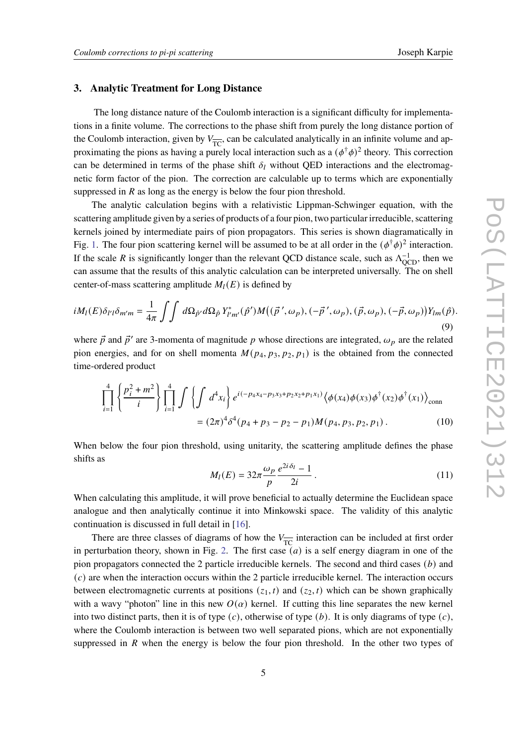## 3. Analytic Treatment for Long Distance

The long distance nature of the Coulomb interaction is a significant difficulty for implementations in a finite volume. The corrections to the phase shift from purely the long distance portion of the Coulomb interaction, given by $V_{\overline{\text{TC}}}$, can be calculated analytically in an infinite volume and approximating the pions as having a purely local interaction such as a $(\phi^\dagger\phi)^2$ theory. This correction can be determined in terms of the phase shift $\delta_l$ without QED interactions and the electromagnetic form factor of the pion. The correction are calculable up to terms which are exponentially suppressed in $R$ as long as the energy is below the four pion threshold.

The analytic calculation begins with a relativistic Lippman-Schwinger equation, with the scattering amplitude given by a series of products of a four pion, two particular irreducible, scattering kernels joined by intermediate pairs of pion propagators. This series is shown diagramatically in Fig. 1. The four pion scattering kernel will be assumed to be at all order in the $(\phi^\dagger\phi)^2$ interaction. If the scale $R$ is significantly longer than the relevant QCD distance scale, such as $\Lambda_{\text{QCD}}^{-1}$, then we can assume that the results of this analytic calculation can be interpreted universally. The on shell center-of-mass scattering amplitude $M_l(E)$ is defined by

$$iM_l(E)\delta_{l'l}\delta_{m'm} = \frac{1}{4\pi}\int\int d\Omega_{\hat{p}'}d\Omega_{\hat{p}}\, Y^*_{l'm'}(\hat{p}')M\big((\vec{p}\,',\omega_p),(-\vec{p}\,',\omega_p),(\vec{p},\omega_p),(-\vec{p},\omega_p)\big)Y_{lm}(\hat{p}). \tag{9}$$

where $\vec{p}$ and $\vec{p}\,'$ are 3-momenta of magnitude $p$ whose directions are integrated, $\omega_p$ are the related pion energies, and for on shell momenta $M(p_4,p_3,p_2,p_1)$ is the obtained from the connected time-ordered product

$$\prod_{i=1}^{4}\left\{\frac{p_i^2+m^2}{i}\right\}\prod_{i=1}^{4}\int\left\{\int d^4x_i\right\}e^{i(-p_4x_4-p_3x_3+p_2x_2+p_1x_1)}\left\langle\phi(x_4)\phi(x_3)\phi^\dagger(x_2)\phi^\dagger(x_1)\right\rangle_{\text{conn}}$$
$$=(2\pi)^4\delta^4(p_4+p_3-p_2-p_1)M(p_4,p_3,p_2,p_1)\,. \tag{10}$$

When below the four pion threshold, using unitarity, the scattering amplitude defines the phase shifts as

$$M_l(E) = 32\pi\frac{\omega_p}{p}\frac{e^{2i\delta_l}-1}{2i}\,. \tag{11}$$

When calculating this amplitude, it will prove beneficial to actually determine the Euclidean space analogue and then analytically continue it into Minkowski space. The validity of this analytic continuation is discussed in full detail in [16].

There are three classes of diagrams of how the $V_{\overline{\text{TC}}}$ interaction can be included at first order in perturbation theory, shown in Fig. 2. The first case $(a)$ is a self energy diagram in one of the pion propagators connected the 2 particle irreducible kernels. The second and third cases $(b)$ and $(c)$ are when the interaction occurs within the 2 particle irreducible kernel. The interaction occurs between electromagnetic currents at positions $(z_1,t)$ and $(z_2,t)$ which can be shown graphically with a wavy "photon" line in this new $O(\alpha)$ kernel. If cutting this line separates the new kernel into two distinct parts, then it is of type $(c)$, otherwise of type $(b)$. It is only diagrams of type $(c)$, where the Coulomb interaction is between two well separated pions, which are not exponentially suppressed in $R$ when the energy is below the four pion threshold. In the other two types of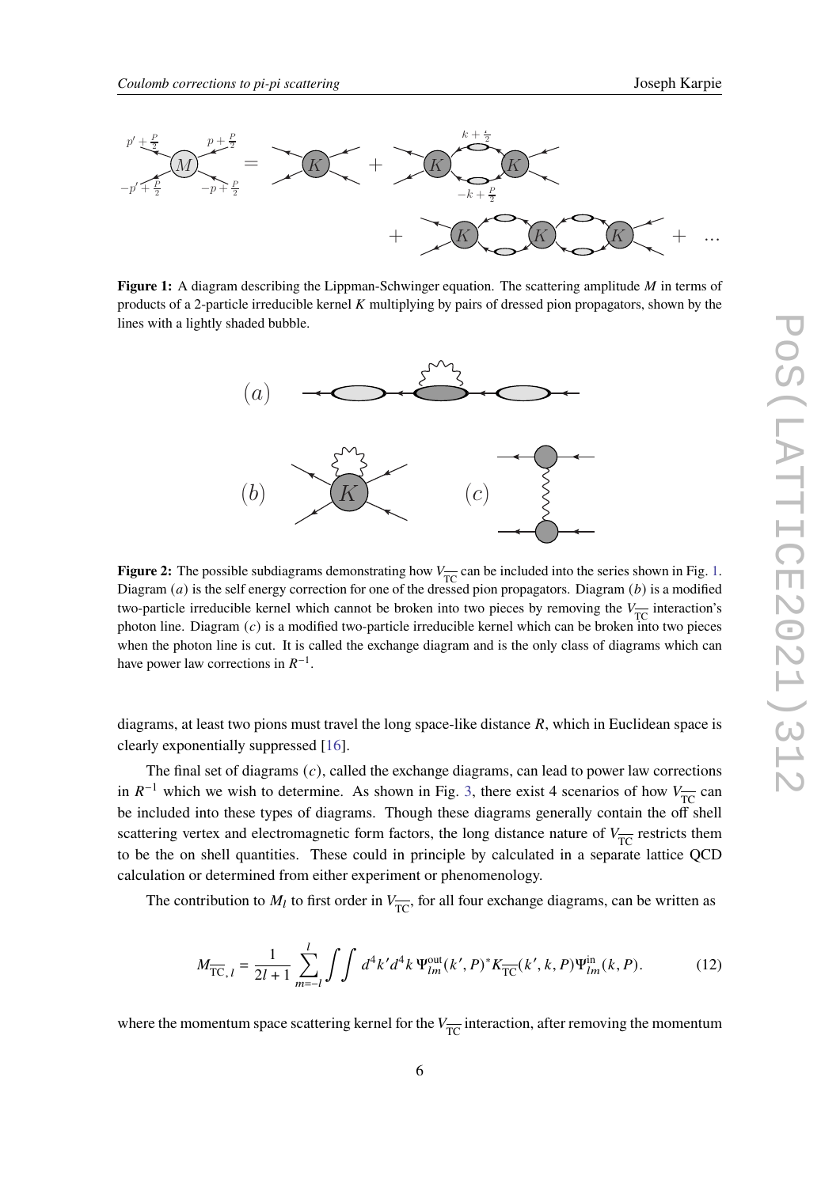**Figure 1:** A diagram describing the Lippman-Schwinger equation. The scattering amplitude $M$ in terms of products of a 2-particle irreducible kernel $K$ multiplying by pairs of dressed pion propagators, shown by the lines with a lightly shaded bubble.

**Figure 2:** The possible subdiagrams demonstrating how $V_{\overline{\text{TC}}}$ can be included into the series shown in Fig. 1. Diagram $(a)$ is the self energy correction for one of the dressed pion propagators. Diagram $(b)$ is a modified two-particle irreducible kernel which cannot be broken into two pieces by removing the $V_{\overline{\text{TC}}}$ interaction's photon line. Diagram $(c)$ is a modified two-particle irreducible kernel which can be broken into two pieces when the photon line is cut. It is called the exchange diagram and is the only class of diagrams which can have power law corrections in $R^{-1}$.

diagrams, at least two pions must travel the long space-like distance $R$, which in Euclidean space is clearly exponentially suppressed [16].

The final set of diagrams $(c)$, called the exchange diagrams, can lead to power law corrections in $R^{-1}$ which we wish to determine. As shown in Fig. 3, there exist 4 scenarios of how $V_{\overline{\text{TC}}}$ can be included into these types of diagrams. Though these diagrams generally contain the off shell scattering vertex and electromagnetic form factors, the long distance nature of $V_{\overline{\text{TC}}}$ restricts them to be the on shell quantities. These could in principle by calculated in a separate lattice QCD calculation or determined from either experiment or phenomenology.

The contribution to $M_l$ to first order in $V_{\overline{\text{TC}}}$, for all four exchange diagrams, can be written as

$$M_{\overline{\text{TC}},l} = \frac{1}{2l+1} \sum_{m=-l}^{l} \iint d^4k' d^4k \, \Psi^{\text{out}}_{lm}(k', P)^* K_{\overline{\text{TC}}}(k', k, P) \Psi^{\text{in}}_{lm}(k, P). \tag{12}$$

where the momentum space scattering kernel for the $V_{\overline{\text{TC}}}$ interaction, after removing the momentum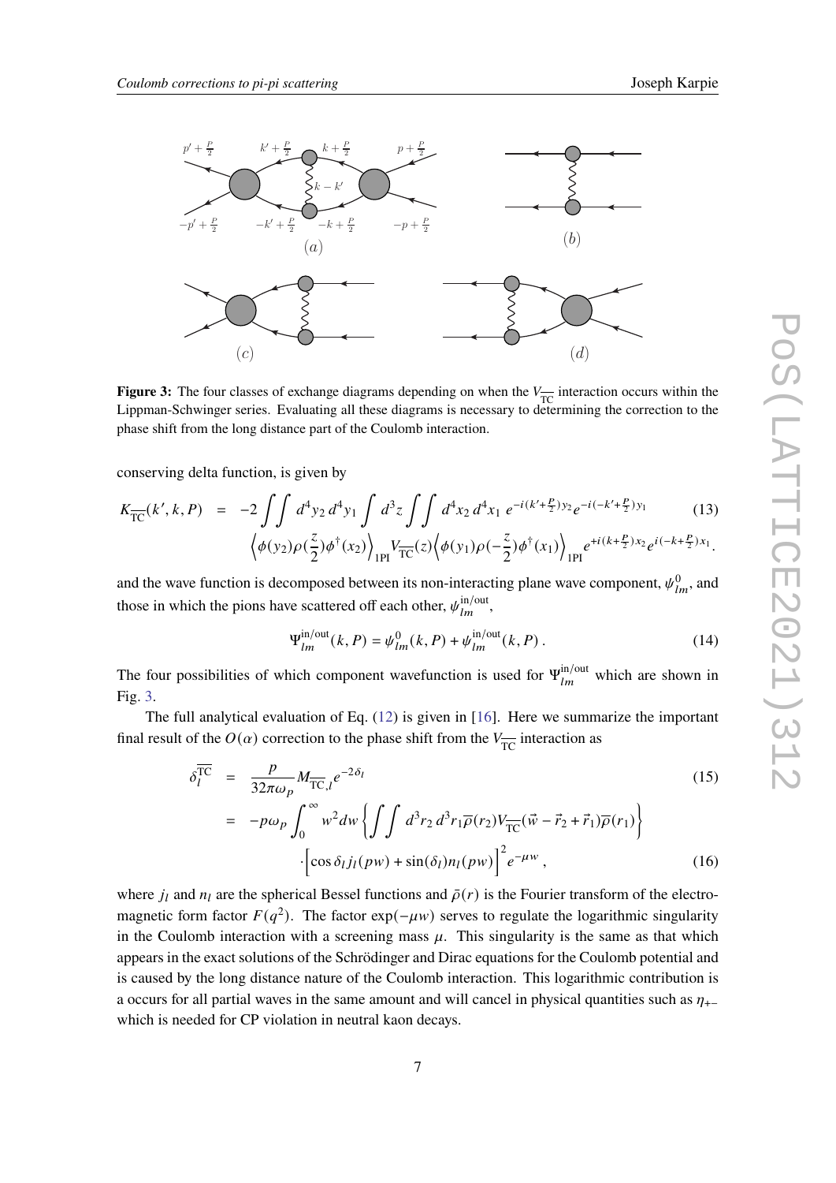**Figure 3:** The four classes of exchange diagrams depending on when the $V_{\overline{\text{TC}}}$ interaction occurs within the Lippman-Schwinger series. Evaluating all these diagrams is necessary to determining the correction to the phase shift from the long distance part of the Coulomb interaction.

conserving delta function, is given by

$$K_{\overline{\text{TC}}}(k', k, P) = -2 \int\int d^4y_2\, d^4y_1 \int d^3z \int\int d^4x_2\, d^4x_1\; e^{-i(k'+\frac{P}{2})y_2} e^{-i(-k'+\frac{P}{2})y_1} \tag{13}$$
$$\left\langle \phi(y_2)\rho(\frac{z}{2})\phi^\dagger(x_2)\right\rangle_{\text{1PI}} V_{\overline{\text{TC}}}(z) \left\langle \phi(y_1)\rho(-\frac{z}{2})\phi^\dagger(x_1)\right\rangle_{\text{1PI}} e^{+i(k+\frac{P}{2})x_2} e^{i(-k+\frac{P}{2})x_1}.$$

and the wave function is decomposed between its non-interacting plane wave component, $\psi^0_{lm}$, and those in which the pions have scattered off each other, $\psi^{\text{in/out}}_{lm}$,

$$\Psi^{\text{in/out}}_{lm}(k, P) = \psi^0_{lm}(k, P) + \psi^{\text{in/out}}_{lm}(k, P)\,. \tag{14}$$

The four possibilities of which component wavefunction is used for $\Psi^{\text{in/out}}_{lm}$ which are shown in Fig. 3.

The full analytical evaluation of Eq. (12) is given in [16]. Here we summarize the important final result of the $O(\alpha)$ correction to the phase shift from the $V_{\overline{\text{TC}}}$ interaction as

$$\delta^{\overline{\text{TC}}}_l = \frac{p}{32\pi\omega_p} M_{\overline{\text{TC}},l}\, e^{-2\delta_l} \tag{15}$$
$$= -p\omega_p \int_0^\infty w^2 dw \left\{ \int\int\int d^3r_2\, d^3r_1 \overline{\rho}(r_2) V_{\overline{\text{TC}}}(\vec{w} - \vec{r}_2 + \vec{r}_1)\overline{\rho}(r_1) \right\}$$
$$\cdot \left[ \cos\delta_l j_l(pw) + \sin(\delta_l) n_l(pw) \right]^2 e^{-\mu w}\,, \tag{16}$$

where $j_l$ and $n_l$ are the spherical Bessel functions and $\bar{\rho}(r)$ is the Fourier transform of the electromagnetic form factor $F(q^2)$. The factor $\exp(-\mu w)$ serves to regulate the logarithmic singularity in the Coulomb interaction with a screening mass $\mu$. This singularity is the same as that which appears in the exact solutions of the Schrödinger and Dirac equations for the Coulomb potential and is caused by the long distance nature of the Coulomb interaction. This logarithmic contribution is a occurs for all partial waves in the same amount and will cancel in physical quantities such as $\eta_{+-}$ which is needed for CP violation in neutral kaon decays.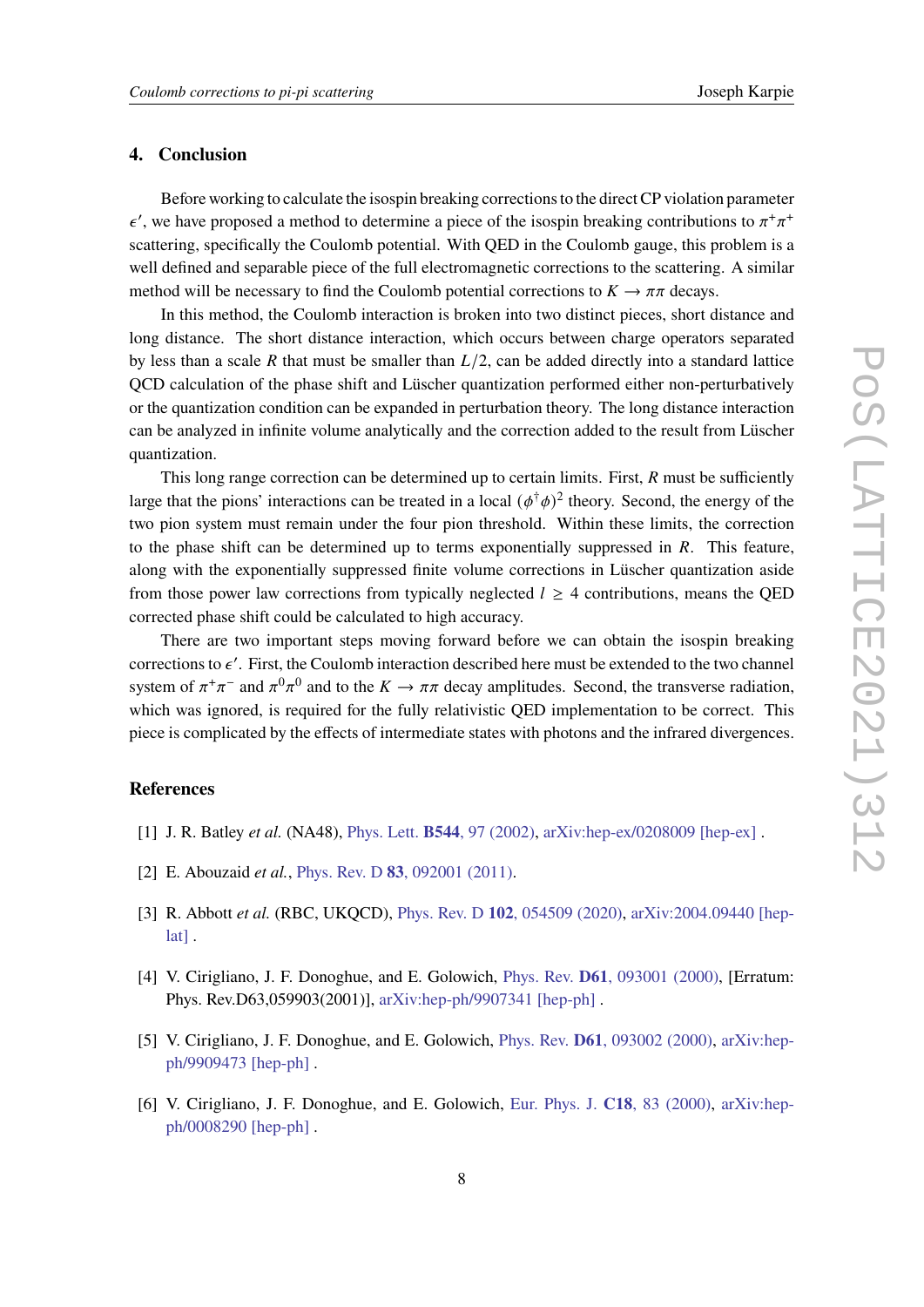## 4. Conclusion

Before working to calculate the isospin breaking corrections to the direct CP violation parameter $\epsilon'$, we have proposed a method to determine a piece of the isospin breaking contributions to $\pi^+\pi^+$ scattering, specifically the Coulomb potential. With QED in the Coulomb gauge, this problem is a well defined and separable piece of the full electromagnetic corrections to the scattering. A similar method will be necessary to find the Coulomb potential corrections to $K \to \pi\pi$ decays.

In this method, the Coulomb interaction is broken into two distinct pieces, short distance and long distance. The short distance interaction, which occurs between charge operators separated by less than a scale $R$ that must be smaller than $L/2$, can be added directly into a standard lattice QCD calculation of the phase shift and Lüscher quantization performed either non-perturbatively or the quantization condition can be expanded in perturbation theory. The long distance interaction can be analyzed in infinite volume analytically and the correction added to the result from Lüscher quantization.

This long range correction can be determined up to certain limits. First, $R$ must be sufficiently large that the pions' interactions can be treated in a local $(\phi^\dagger\phi)^2$ theory. Second, the energy of the two pion system must remain under the four pion threshold. Within these limits, the correction to the phase shift can be determined up to terms exponentially suppressed in $R$. This feature, along with the exponentially suppressed finite volume corrections in Lüscher quantization aside from those power law corrections from typically neglected $l \geq 4$ contributions, means the QED corrected phase shift could be calculated to high accuracy.

There are two important steps moving forward before we can obtain the isospin breaking corrections to $\epsilon'$. First, the Coulomb interaction described here must be extended to the two channel system of $\pi^+\pi^-$ and $\pi^0\pi^0$ and to the $K \to \pi\pi$ decay amplitudes. Second, the transverse radiation, which was ignored, is required for the fully relativistic QED implementation to be correct. This piece is complicated by the effects of intermediate states with photons and the infrared divergences.

## References

[1] J. R. Batley *et al.* (NA48), Phys. Lett. **B544**, 97 (2002), arXiv:hep-ex/0208009 [hep-ex] .

[2] E. Abouzaid *et al.*, Phys. Rev. D **83**, 092001 (2011).

[3] R. Abbott *et al.* (RBC, UKQCD), Phys. Rev. D **102**, 054509 (2020), arXiv:2004.09440 [hep-lat] .

[4] V. Cirigliano, J. F. Donoghue, and E. Golowich, Phys. Rev. **D61**, 093001 (2000), [Erratum: Phys. Rev.D63,059903(2001)], arXiv:hep-ph/9907341 [hep-ph] .

[5] V. Cirigliano, J. F. Donoghue, and E. Golowich, Phys. Rev. **D61**, 093002 (2000), arXiv:hep-ph/9909473 [hep-ph] .

[6] V. Cirigliano, J. F. Donoghue, and E. Golowich, Eur. Phys. J. **C18**, 83 (2000), arXiv:hep-ph/0008290 [hep-ph] .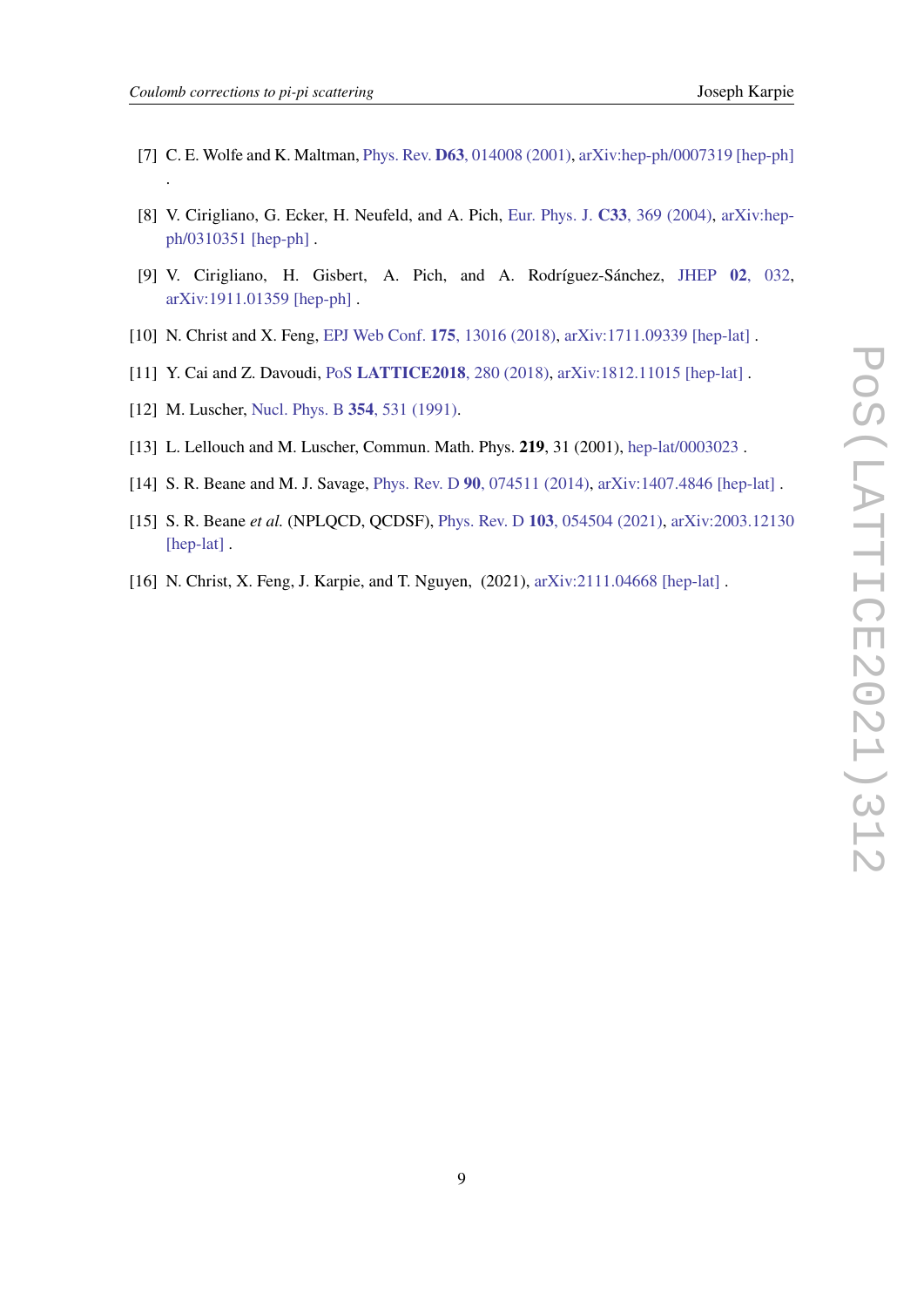[7] C. E. Wolfe and K. Maltman, Phys. Rev. **D63**, 014008 (2001), arXiv:hep-ph/0007319 [hep-ph] .

[8] V. Cirigliano, G. Ecker, H. Neufeld, and A. Pich, Eur. Phys. J. **C33**, 369 (2004), arXiv:hep-ph/0310351 [hep-ph] .

[9] V. Cirigliano, H. Gisbert, A. Pich, and A. Rodríguez-Sánchez, JHEP **02**, 032, arXiv:1911.01359 [hep-ph] .

[10] N. Christ and X. Feng, EPJ Web Conf. **175**, 13016 (2018), arXiv:1711.09339 [hep-lat] .

[11] Y. Cai and Z. Davoudi, PoS **LATTICE2018**, 280 (2018), arXiv:1812.11015 [hep-lat] .

[12] M. Luscher, Nucl. Phys. B **354**, 531 (1991).

[13] L. Lellouch and M. Luscher, Commun. Math. Phys. **219**, 31 (2001), hep-lat/0003023 .

[14] S. R. Beane and M. J. Savage, Phys. Rev. D **90**, 074511 (2014), arXiv:1407.4846 [hep-lat] .

[15] S. R. Beane *et al.* (NPLQCD, QCDSF), Phys. Rev. D **103**, 054504 (2021), arXiv:2003.12130 [hep-lat] .

[16] N. Christ, X. Feng, J. Karpie, and T. Nguyen, (2021), arXiv:2111.04668 [hep-lat] .